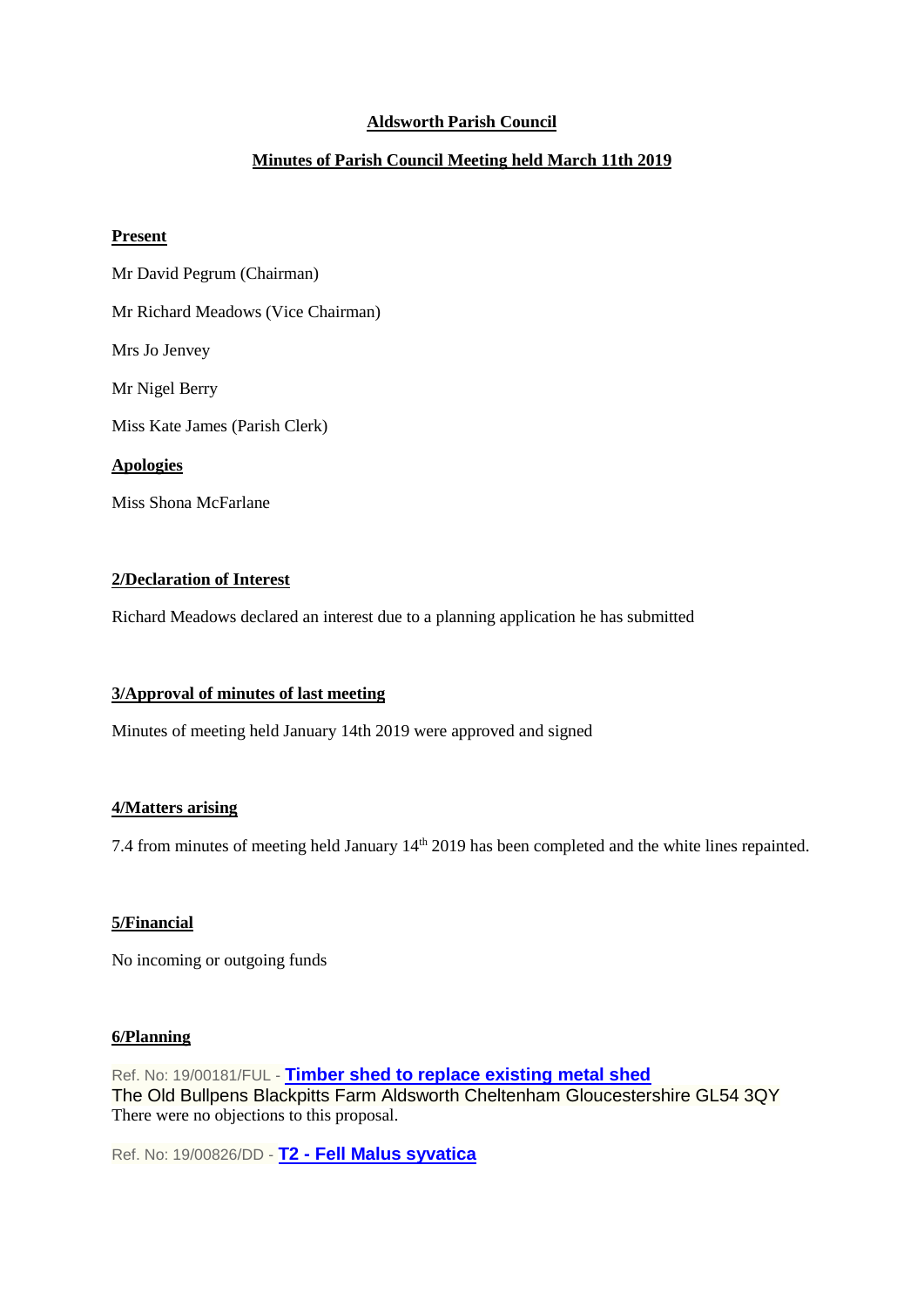# Aldsworth Parish Council

## Minutes of Parish Council Meeting held March 11th 2019

**Present**

Mr David Pegrum (Chairman)

Mr Richard Meadows (Vice Chairman)

Mrs Jo Jenvey

Mr Nigel Berry

Miss Kate James (Parish Clerk)

**Apologies**

Miss Shona McFarlane

**2/Declaration of Interest**

Richard Meadows declared an interest due to a planning application he has submitted

**3/Approval of minutes of last meeting**

Minutes of meeting held January 14th 2019 were approved and signed

**4/Matters arising**

7.4 from minutes of meeting held January 14th 2019 has been completed and the white lines repainted.

**5/Financial**

No incoming or outgoing funds

**6/Planning**

Ref. No: 19/00181/FUL - **Timber shed to replace existing metal shed**
The Old Bullpens Blackpitts Farm Aldsworth Cheltenham Gloucestershire GL54 3QY
There were no objections to this proposal.

Ref. No: 19/00826/DD - **T2 - Fell Malus syvatica**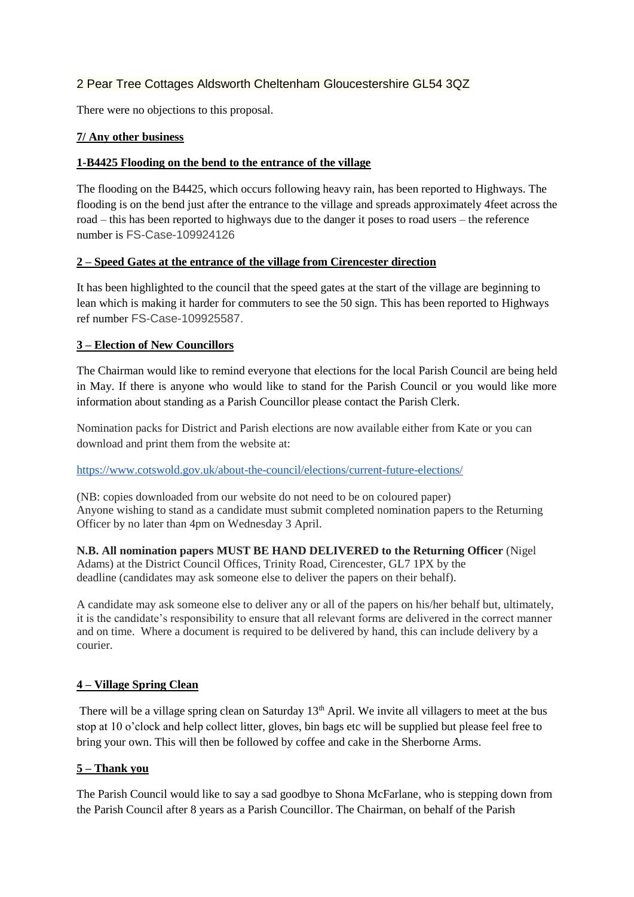2 Pear Tree Cottages Aldsworth Cheltenham Gloucestershire GL54 3QZ

There were no objections to this proposal.

**7/ Any other business**

**1-B4425 Flooding on the bend to the entrance of the village**

The flooding on the B4425, which occurs following heavy rain, has been reported to Highways. The flooding is on the bend just after the entrance to the village and spreads approximately 4feet across the road – this has been reported to highways due to the danger it poses to road users – the reference number is FS-Case-109924126

**2 – Speed Gates at the entrance of the village from Cirencester direction**

It has been highlighted to the council that the speed gates at the start of the village are beginning to lean which is making it harder for commuters to see the 50 sign. This has been reported to Highways ref number FS-Case-109925587.

**3 – Election of New Councillors**

The Chairman would like to remind everyone that elections for the local Parish Council are being held in May. If there is anyone who would like to stand for the Parish Council or you would like more information about standing as a Parish Councillor please contact the Parish Clerk.

Nomination packs for District and Parish elections are now available either from Kate or you can download and print them from the website at:

https://www.cotswold.gov.uk/about-the-council/elections/current-future-elections/

(NB: copies downloaded from our website do not need to be on coloured paper)
Anyone wishing to stand as a candidate must submit completed nomination papers to the Returning Officer by no later than 4pm on Wednesday 3 April.

**N.B. All nomination papers MUST BE HAND DELIVERED to the Returning Officer** (Nigel Adams) at the District Council Offices, Trinity Road, Cirencester, GL7 1PX by the deadline (candidates may ask someone else to deliver the papers on their behalf).

A candidate may ask someone else to deliver any or all of the papers on his/her behalf but, ultimately, it is the candidate's responsibility to ensure that all relevant forms are delivered in the correct manner and on time. Where a document is required to be delivered by hand, this can include delivery by a courier.

**4 – Village Spring Clean**

There will be a village spring clean on Saturday 13th April. We invite all villagers to meet at the bus stop at 10 o'clock and help collect litter, gloves, bin bags etc will be supplied but please feel free to bring your own. This will then be followed by coffee and cake in the Sherborne Arms.

**5 – Thank you**

The Parish Council would like to say a sad goodbye to Shona McFarlane, who is stepping down from the Parish Council after 8 years as a Parish Councillor. The Chairman, on behalf of the Parish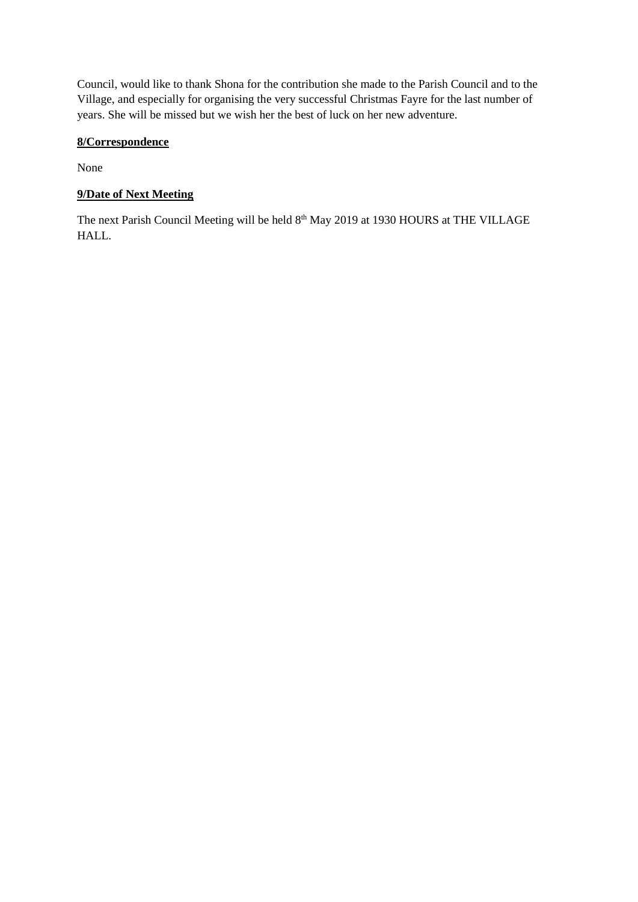Council, would like to thank Shona for the contribution she made to the Parish Council and to the Village, and especially for organising the very successful Christmas Fayre for the last number of years. She will be missed but we wish her the best of luck on her new adventure.

**8/Correspondence**

None

**9/Date of Next Meeting**

The next Parish Council Meeting will be held 8th May 2019 at 1930 HOURS at THE VILLAGE HALL.